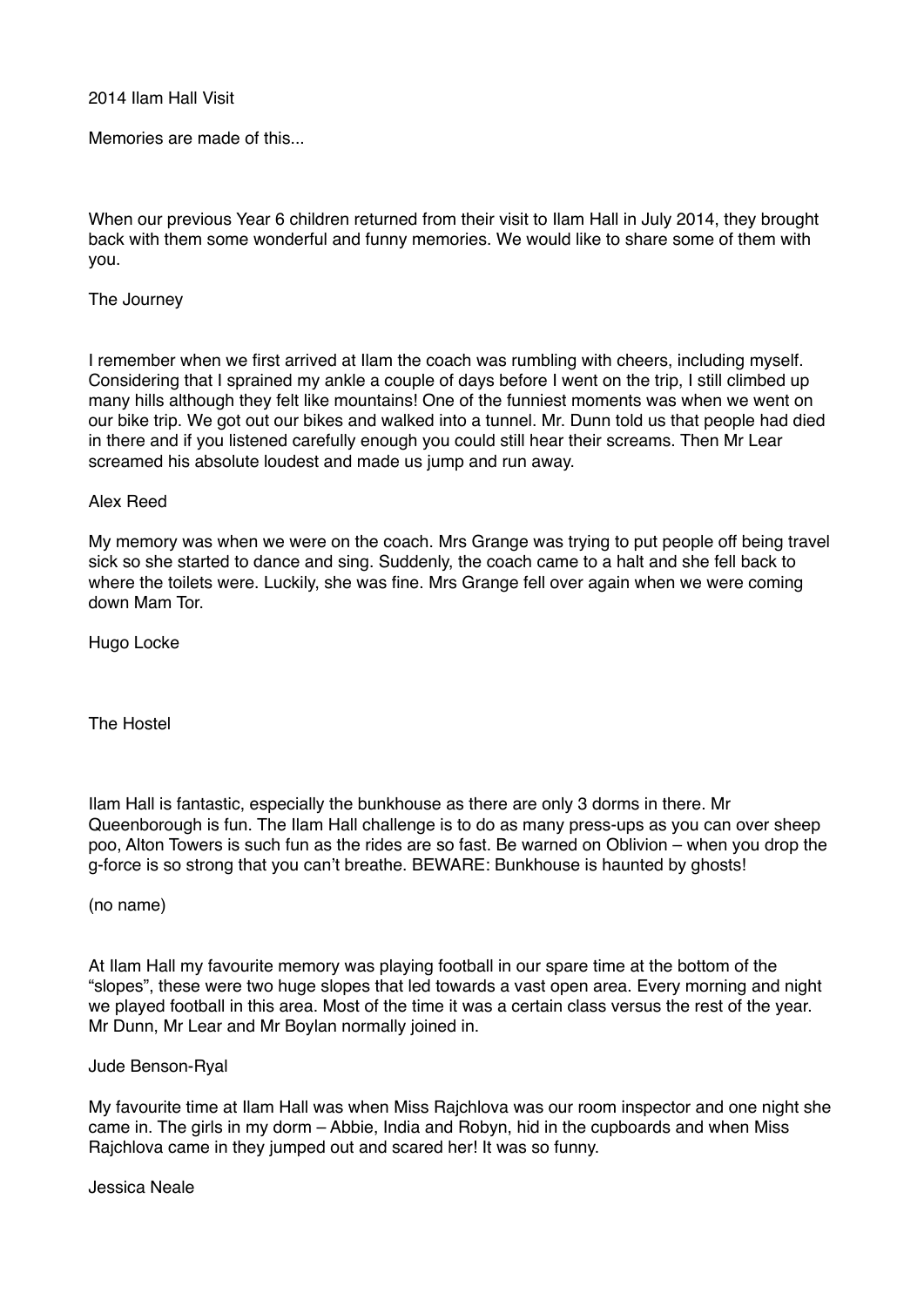# 2014 Ilam Hall Visit

Memories are made of this...

When our previous Year 6 children returned from their visit to Ilam Hall in July 2014, they brought back with them some wonderful and funny memories. We would like to share some of them with you.

## The Journey

I remember when we first arrived at Ilam the coach was rumbling with cheers, including myself. Considering that I sprained my ankle a couple of days before I went on the trip, I still climbed up many hills although they felt like mountains! One of the funniest moments was when we went on our bike trip. We got out our bikes and walked into a tunnel. Mr. Dunn told us that people had died in there and if you listened carefully enough you could still hear their screams. Then Mr Lear screamed his absolute loudest and made us jump and run away.

Alex Reed

My memory was when we were on the coach. Mrs Grange was trying to put people off being travel sick so she started to dance and sing. Suddenly, the coach came to a halt and she fell back to where the toilets were. Luckily, she was fine. Mrs Grange fell over again when we were coming down Mam Tor.

Hugo Locke

## The Hostel

Ilam Hall is fantastic, especially the bunkhouse as there are only 3 dorms in there. Mr Queenborough is fun. The Ilam Hall challenge is to do as many press-ups as you can over sheep poo, Alton Towers is such fun as the rides are so fast. Be warned on Oblivion – when you drop the g-force is so strong that you can't breathe. BEWARE: Bunkhouse is haunted by ghosts!

(no name)

At Ilam Hall my favourite memory was playing football in our spare time at the bottom of the "slopes", these were two huge slopes that led towards a vast open area. Every morning and night we played football in this area. Most of the time it was a certain class versus the rest of the year. Mr Dunn, Mr Lear and Mr Boylan normally joined in.

Jude Benson-Ryal

My favourite time at Ilam Hall was when Miss Rajchlova was our room inspector and one night she came in. The girls in my dorm – Abbie, India and Robyn, hid in the cupboards and when Miss Rajchlova came in they jumped out and scared her! It was so funny.

Jessica Neale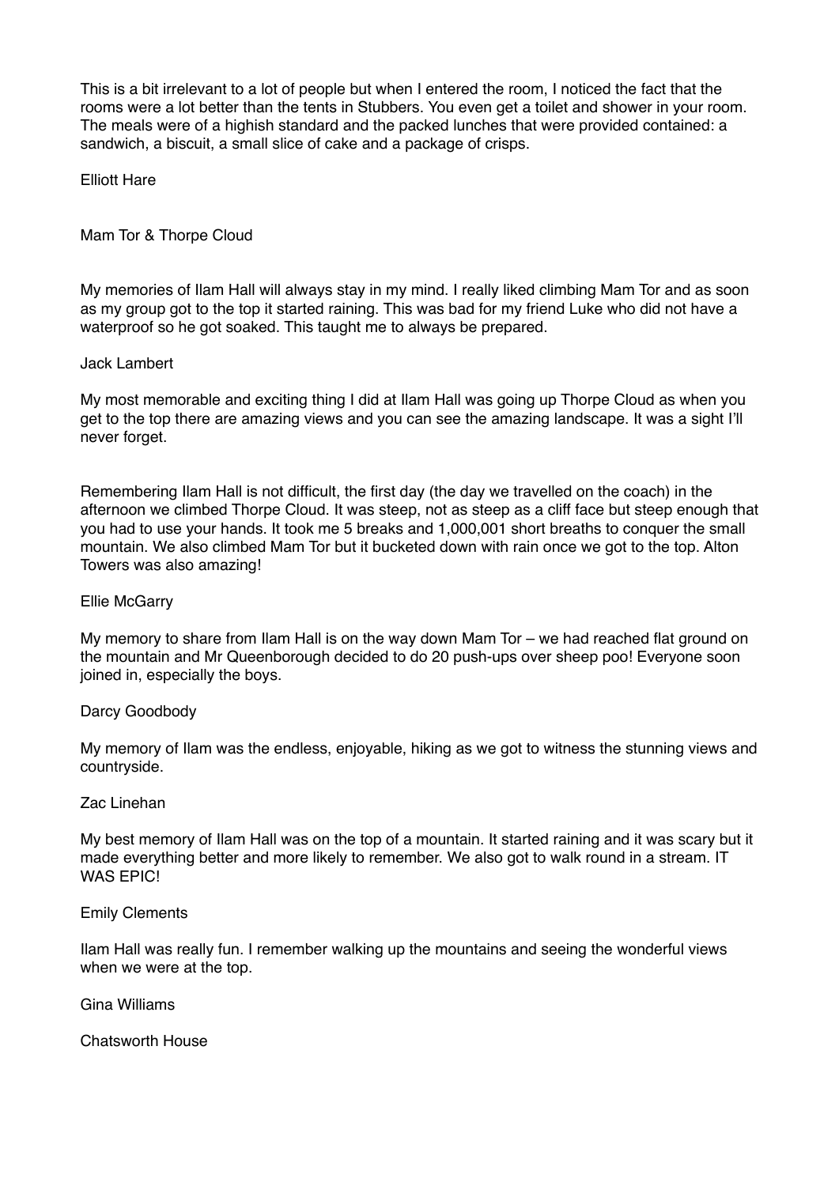This is a bit irrelevant to a lot of people but when I entered the room, I noticed the fact that the rooms were a lot better than the tents in Stubbers. You even get a toilet and shower in your room. The meals were of a highish standard and the packed lunches that were provided contained: a sandwich, a biscuit, a small slice of cake and a package of crisps.

Elliott Hare

## Mam Tor & Thorpe Cloud

My memories of Ilam Hall will always stay in my mind. I really liked climbing Mam Tor and as soon as my group got to the top it started raining. This was bad for my friend Luke who did not have a waterproof so he got soaked. This taught me to always be prepared.

Jack Lambert

My most memorable and exciting thing I did at Ilam Hall was going up Thorpe Cloud as when you get to the top there are amazing views and you can see the amazing landscape. It was a sight I'll never forget.

Remembering Ilam Hall is not difficult, the first day (the day we travelled on the coach) in the afternoon we climbed Thorpe Cloud. It was steep, not as steep as a cliff face but steep enough that you had to use your hands. It took me 5 breaks and 1,000,001 short breaths to conquer the small mountain. We also climbed Mam Tor but it bucketed down with rain once we got to the top. Alton Towers was also amazing!

Ellie McGarry

My memory to share from Ilam Hall is on the way down Mam Tor – we had reached flat ground on the mountain and Mr Queenborough decided to do 20 push-ups over sheep poo! Everyone soon joined in, especially the boys.

Darcy Goodbody

My memory of Ilam was the endless, enjoyable, hiking as we got to witness the stunning views and countryside.

Zac Linehan

My best memory of Ilam Hall was on the top of a mountain. It started raining and it was scary but it made everything better and more likely to remember. We also got to walk round in a stream. IT WAS EPIC!

Emily Clements

Ilam Hall was really fun. I remember walking up the mountains and seeing the wonderful views when we were at the top.

Gina Williams

## Chatsworth House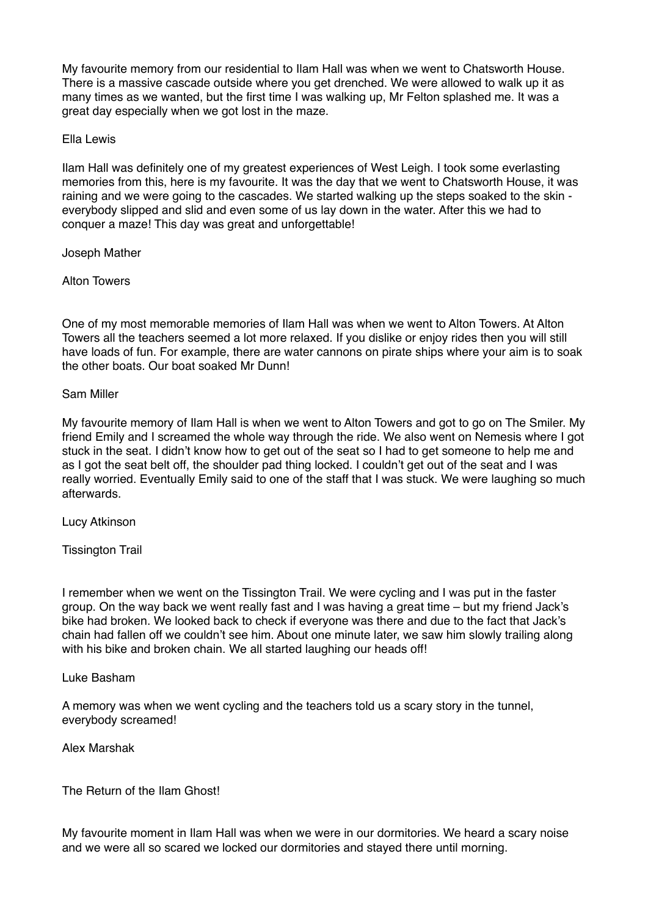My favourite memory from our residential to Ilam Hall was when we went to Chatsworth House. There is a massive cascade outside where you get drenched. We were allowed to walk up it as many times as we wanted, but the first time I was walking up, Mr Felton splashed me. It was a great day especially when we got lost in the maze.

Ella Lewis

Ilam Hall was definitely one of my greatest experiences of West Leigh. I took some everlasting memories from this, here is my favourite. It was the day that we went to Chatsworth House, it was raining and we were going to the cascades. We started walking up the steps soaked to the skin - everybody slipped and slid and even some of us lay down in the water. After this we had to conquer a maze! This day was great and unforgettable!

Joseph Mather

## Alton Towers

One of my most memorable memories of Ilam Hall was when we went to Alton Towers. At Alton Towers all the teachers seemed a lot more relaxed. If you dislike or enjoy rides then you will still have loads of fun. For example, there are water cannons on pirate ships where your aim is to soak the other boats. Our boat soaked Mr Dunn!

Sam Miller

My favourite memory of Ilam Hall is when we went to Alton Towers and got to go on The Smiler. My friend Emily and I screamed the whole way through the ride. We also went on Nemesis where I got stuck in the seat. I didn't know how to get out of the seat so I had to get someone to help me and as I got the seat belt off, the shoulder pad thing locked. I couldn't get out of the seat and I was really worried. Eventually Emily said to one of the staff that I was stuck. We were laughing so much afterwards.

Lucy Atkinson

## Tissington Trail

I remember when we went on the Tissington Trail. We were cycling and I was put in the faster group. On the way back we went really fast and I was having a great time – but my friend Jack's bike had broken. We looked back to check if everyone was there and due to the fact that Jack's chain had fallen off we couldn't see him. About one minute later, we saw him slowly trailing along with his bike and broken chain. We all started laughing our heads off!

Luke Basham

A memory was when we went cycling and the teachers told us a scary story in the tunnel, everybody screamed!

Alex Marshak

## The Return of the Ilam Ghost!

My favourite moment in Ilam Hall was when we were in our dormitories. We heard a scary noise and we were all so scared we locked our dormitories and stayed there until morning.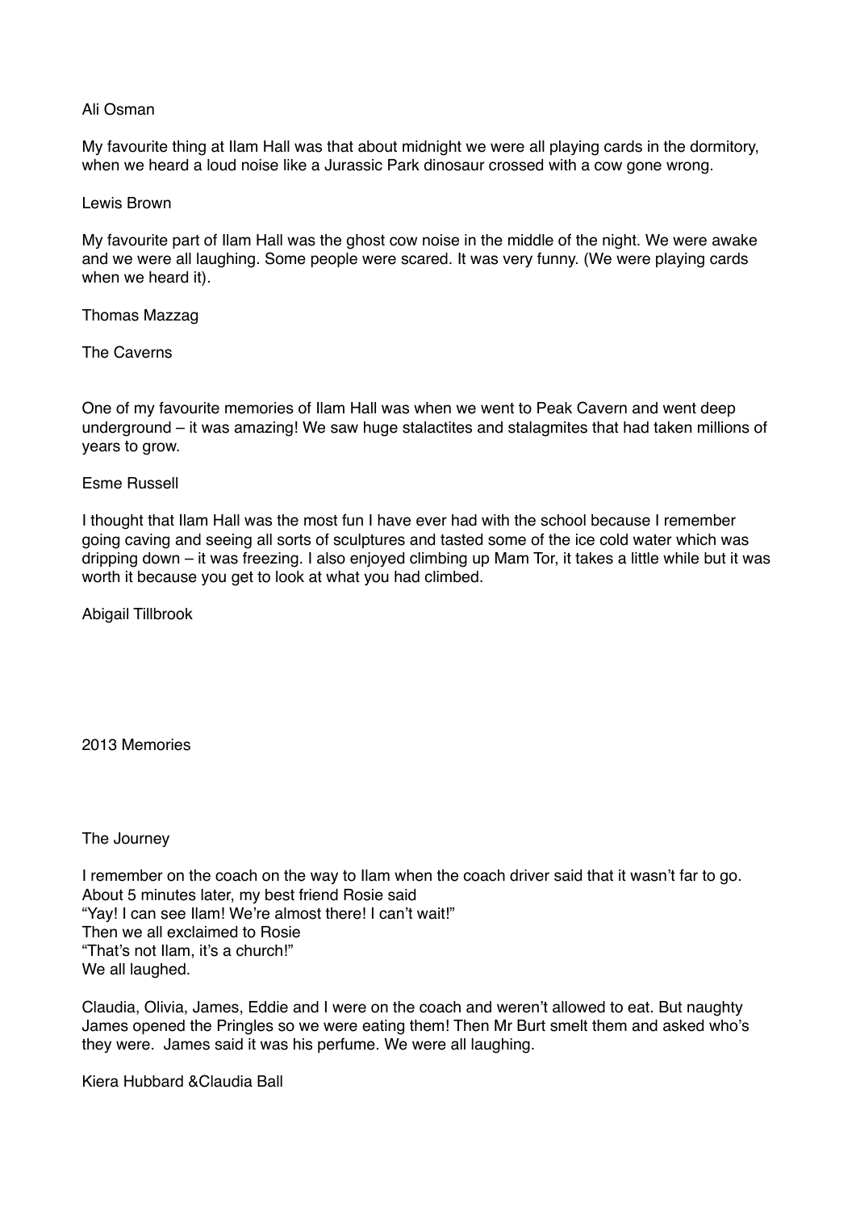Ali Osman

My favourite thing at Ilam Hall was that about midnight we were all playing cards in the dormitory, when we heard a loud noise like a Jurassic Park dinosaur crossed with a cow gone wrong.

Lewis Brown

My favourite part of Ilam Hall was the ghost cow noise in the middle of the night. We were awake and we were all laughing. Some people were scared. It was very funny. (We were playing cards when we heard it).

Thomas Mazzag

The Caverns

One of my favourite memories of Ilam Hall was when we went to Peak Cavern and went deep underground – it was amazing! We saw huge stalactites and stalagmites that had taken millions of years to grow.

Esme Russell

I thought that Ilam Hall was the most fun I have ever had with the school because I remember going caving and seeing all sorts of sculptures and tasted some of the ice cold water which was dripping down – it was freezing. I also enjoyed climbing up Mam Tor, it takes a little while but it was worth it because you get to look at what you had climbed.

Abigail Tillbrook

2013 Memories

The Journey

I remember on the coach on the way to Ilam when the coach driver said that it wasn't far to go. About 5 minutes later, my best friend Rosie said
"Yay! I can see Ilam! We're almost there! I can't wait!"
Then we all exclaimed to Rosie
"That's not Ilam, it's a church!"
We all laughed.

Claudia, Olivia, James, Eddie and I were on the coach and weren't allowed to eat. But naughty James opened the Pringles so we were eating them! Then Mr Burt smelt them and asked who's they were. James said it was his perfume. We were all laughing.

Kiera Hubbard &Claudia Ball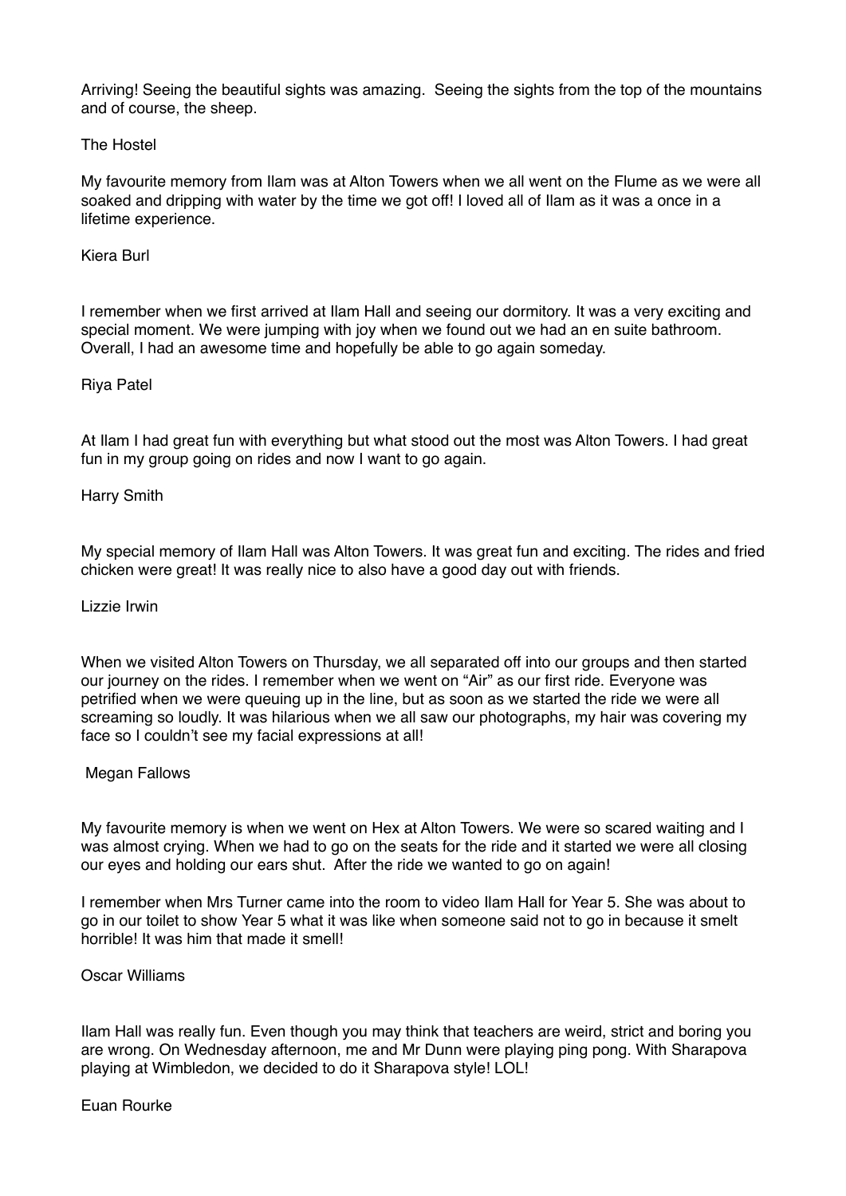Arriving! Seeing the beautiful sights was amazing.  Seeing the sights from the top of the mountains and of course, the sheep.

The Hostel

My favourite memory from Ilam was at Alton Towers when we all went on the Flume as we were all soaked and dripping with water by the time we got off! I loved all of Ilam as it was a once in a lifetime experience.

Kiera Burl

I remember when we first arrived at Ilam Hall and seeing our dormitory. It was a very exciting and special moment. We were jumping with joy when we found out we had an en suite bathroom. Overall, I had an awesome time and hopefully be able to go again someday.

Riya Patel

At Ilam I had great fun with everything but what stood out the most was Alton Towers. I had great fun in my group going on rides and now I want to go again.

Harry Smith

My special memory of Ilam Hall was Alton Towers. It was great fun and exciting. The rides and fried chicken were great! It was really nice to also have a good day out with friends.

Lizzie Irwin

When we visited Alton Towers on Thursday, we all separated off into our groups and then started our journey on the rides. I remember when we went on "Air" as our first ride. Everyone was petrified when we were queuing up in the line, but as soon as we started the ride we were all screaming so loudly. It was hilarious when we all saw our photographs, my hair was covering my face so I couldn't see my facial expressions at all!

Megan Fallows

My favourite memory is when we went on Hex at Alton Towers. We were so scared waiting and I was almost crying. When we had to go on the seats for the ride and it started we were all closing our eyes and holding our ears shut.  After the ride we wanted to go on again!

I remember when Mrs Turner came into the room to video Ilam Hall for Year 5. She was about to go in our toilet to show Year 5 what it was like when someone said not to go in because it smelt horrible! It was him that made it smell!

Oscar Williams

Ilam Hall was really fun. Even though you may think that teachers are weird, strict and boring you are wrong. On Wednesday afternoon, me and Mr Dunn were playing ping pong. With Sharapova playing at Wimbledon, we decided to do it Sharapova style! LOL!

Euan Rourke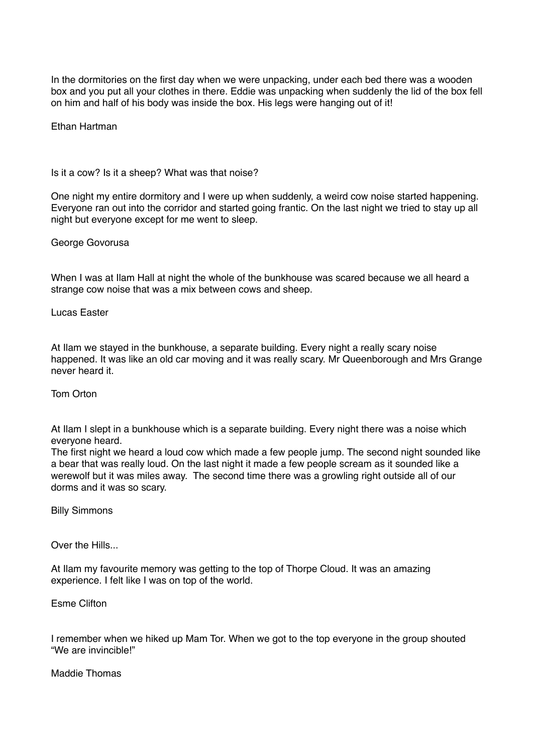In the dormitories on the first day when we were unpacking, under each bed there was a wooden box and you put all your clothes in there. Eddie was unpacking when suddenly the lid of the box fell on him and half of his body was inside the box. His legs were hanging out of it!

Ethan Hartman

Is it a cow? Is it a sheep? What was that noise?

One night my entire dormitory and I were up when suddenly, a weird cow noise started happening. Everyone ran out into the corridor and started going frantic. On the last night we tried to stay up all night but everyone except for me went to sleep.

George Govorusa

When I was at Ilam Hall at night the whole of the bunkhouse was scared because we all heard a strange cow noise that was a mix between cows and sheep.

Lucas Easter

At Ilam we stayed in the bunkhouse, a separate building. Every night a really scary noise happened. It was like an old car moving and it was really scary. Mr Queenborough and Mrs Grange never heard it.

Tom Orton

At Ilam I slept in a bunkhouse which is a separate building. Every night there was a noise which everyone heard.
The first night we heard a loud cow which made a few people jump. The second night sounded like a bear that was really loud. On the last night it made a few people scream as it sounded like a werewolf but it was miles away. The second time there was a growling right outside all of our dorms and it was so scary.

Billy Simmons

Over the Hills...

At Ilam my favourite memory was getting to the top of Thorpe Cloud. It was an amazing experience. I felt like I was on top of the world.

Esme Clifton

I remember when we hiked up Mam Tor. When we got to the top everyone in the group shouted "We are invincible!"

Maddie Thomas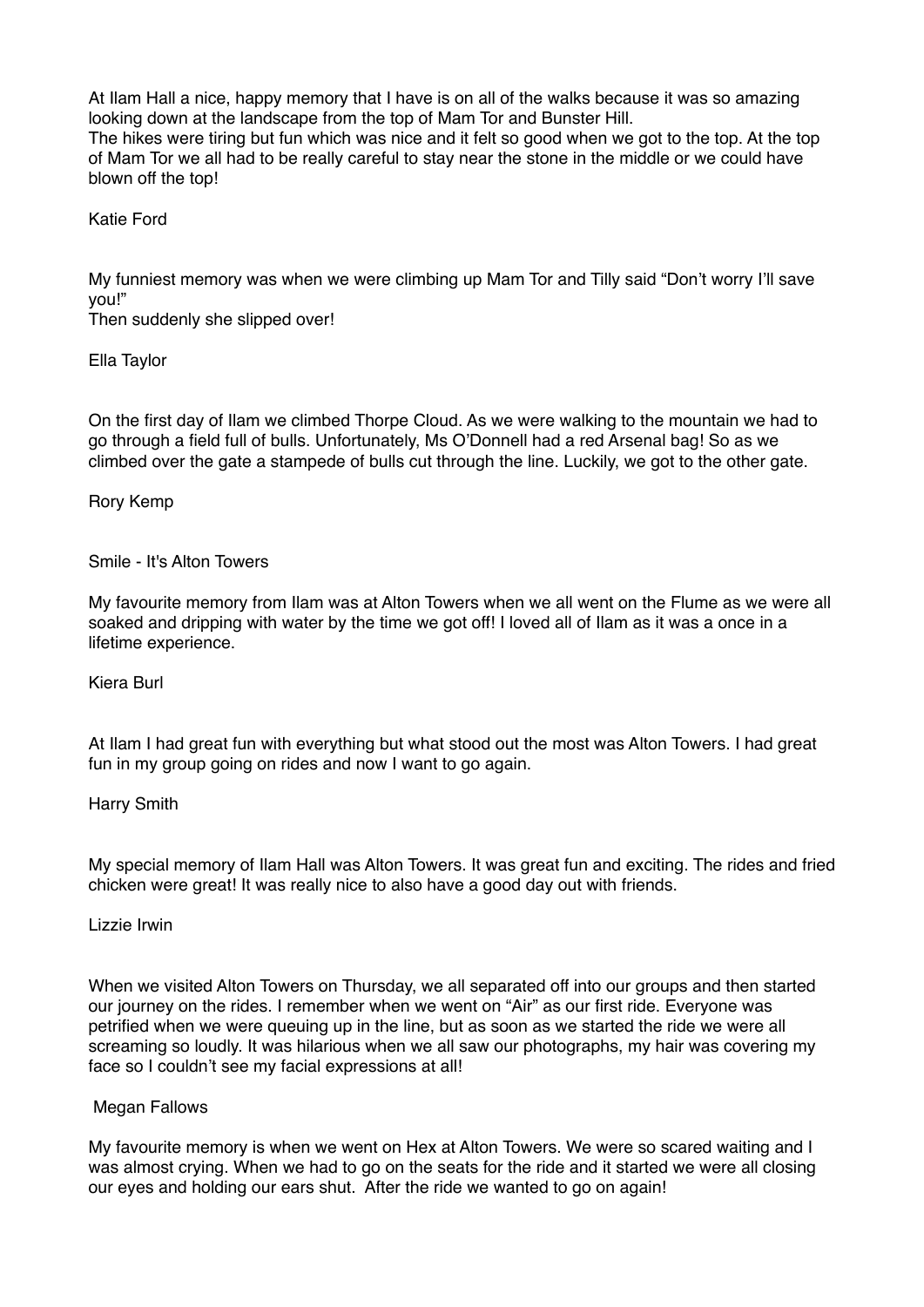At Ilam Hall a nice, happy memory that I have is on all of the walks because it was so amazing looking down at the landscape from the top of Mam Tor and Bunster Hill.
The hikes were tiring but fun which was nice and it felt so good when we got to the top. At the top of Mam Tor we all had to be really careful to stay near the stone in the middle or we could have blown off the top!

Katie Ford

My funniest memory was when we were climbing up Mam Tor and Tilly said "Don't worry I'll save you!"
Then suddenly she slipped over!

Ella Taylor

On the first day of Ilam we climbed Thorpe Cloud. As we were walking to the mountain we had to go through a field full of bulls. Unfortunately, Ms O'Donnell had a red Arsenal bag! So as we climbed over the gate a stampede of bulls cut through the line. Luckily, we got to the other gate.

Rory Kemp

Smile - It's Alton Towers

My favourite memory from Ilam was at Alton Towers when we all went on the Flume as we were all soaked and dripping with water by the time we got off! I loved all of Ilam as it was a once in a lifetime experience.

Kiera Burl

At Ilam I had great fun with everything but what stood out the most was Alton Towers. I had great fun in my group going on rides and now I want to go again.

Harry Smith

My special memory of Ilam Hall was Alton Towers. It was great fun and exciting. The rides and fried chicken were great! It was really nice to also have a good day out with friends.

Lizzie Irwin

When we visited Alton Towers on Thursday, we all separated off into our groups and then started our journey on the rides. I remember when we went on "Air" as our first ride. Everyone was petrified when we were queuing up in the line, but as soon as we started the ride we were all screaming so loudly. It was hilarious when we all saw our photographs, my hair was covering my face so I couldn't see my facial expressions at all!

Megan Fallows

My favourite memory is when we went on Hex at Alton Towers. We were so scared waiting and I was almost crying. When we had to go on the seats for the ride and it started we were all closing our eyes and holding our ears shut. After the ride we wanted to go on again!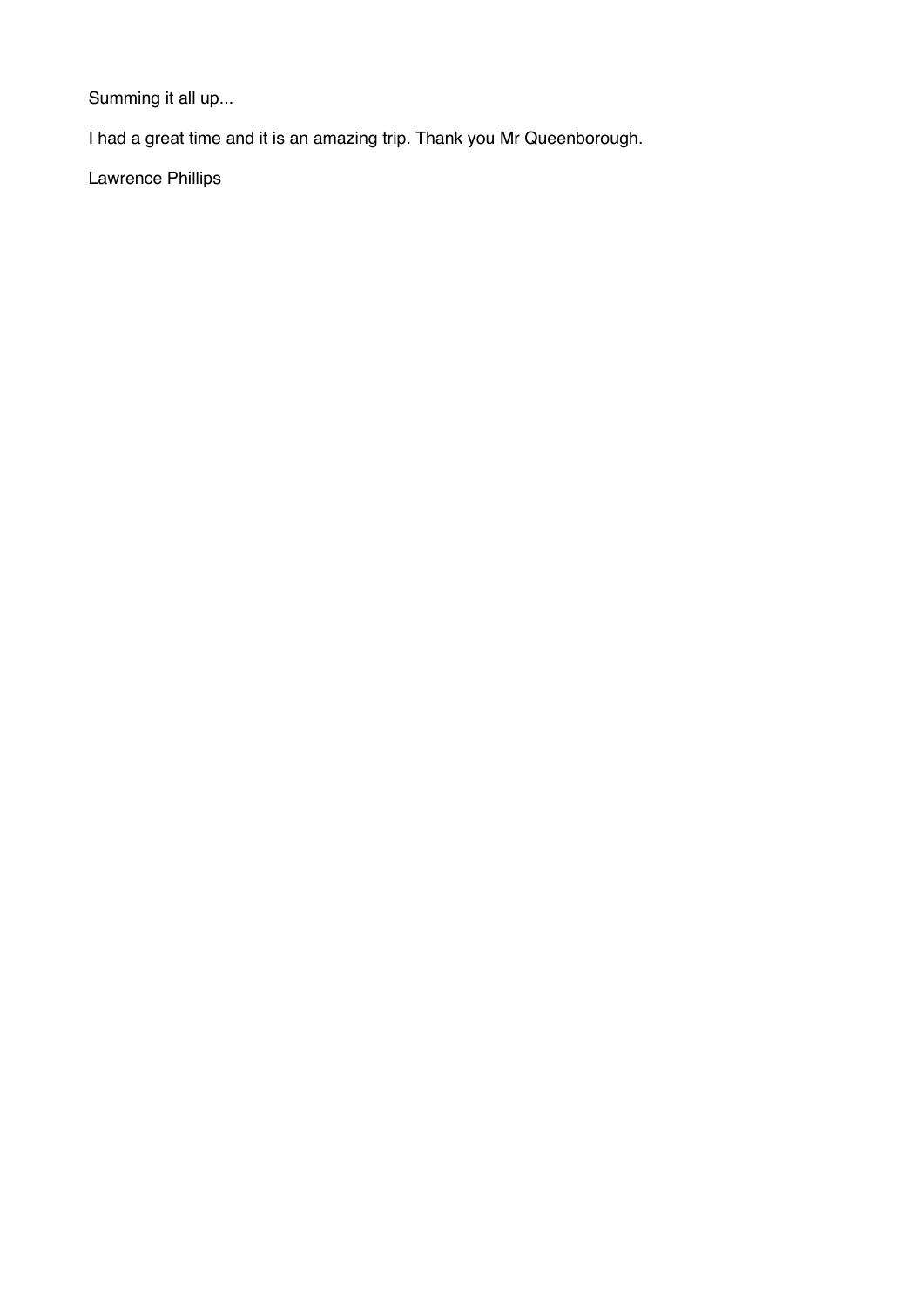Summing it all up...

I had a great time and it is an amazing trip. Thank you Mr Queenborough.

Lawrence Phillips